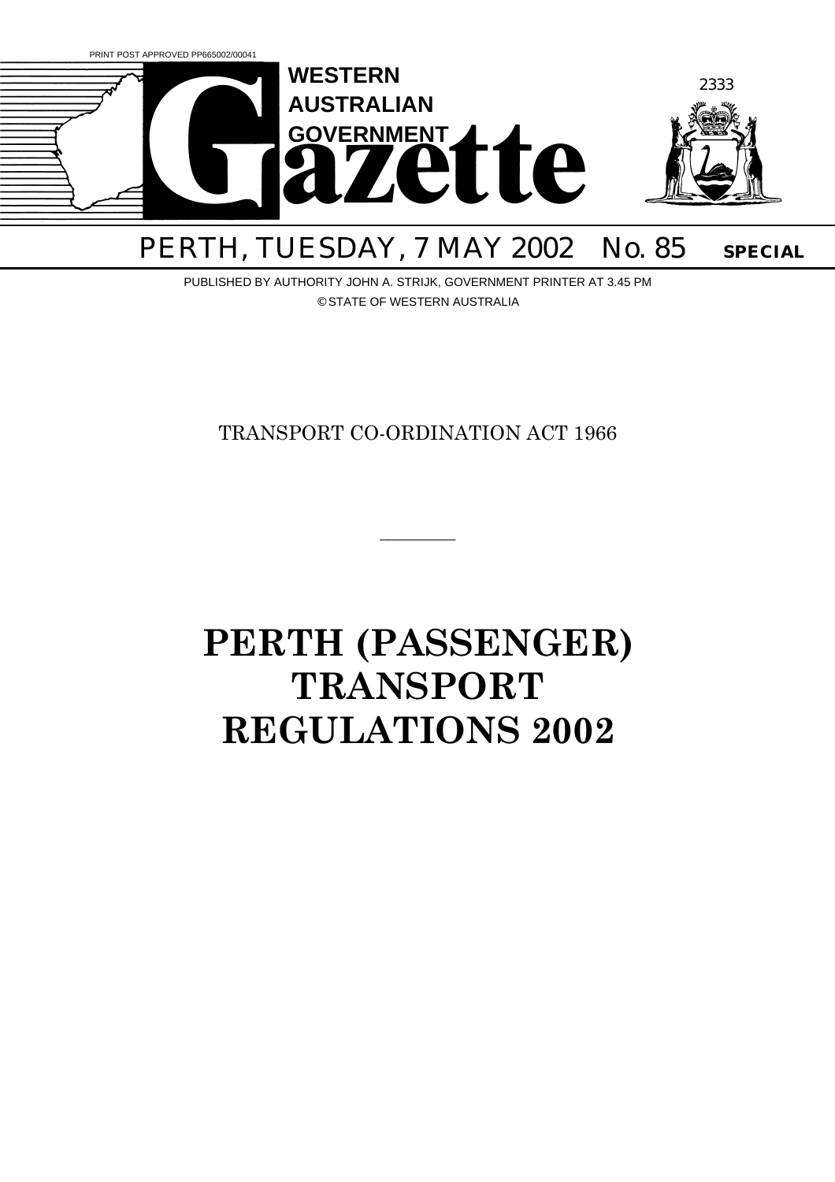PRINT POST APPROVED PP665002/00041

# WESTERN AUSTRALIAN GOVERNMENT Gazette

2333

PERTH, TUESDAY, 7 MAY 2002 No. 85 **SPECIAL**

PUBLISHED BY AUTHORITY JOHN A. STRIJK, GOVERNMENT PRINTER AT 3.45 PM

© STATE OF WESTERN AUSTRALIA

TRANSPORT CO-ORDINATION ACT 1966

---

# PERTH (PASSENGER) TRANSPORT REGULATIONS 2002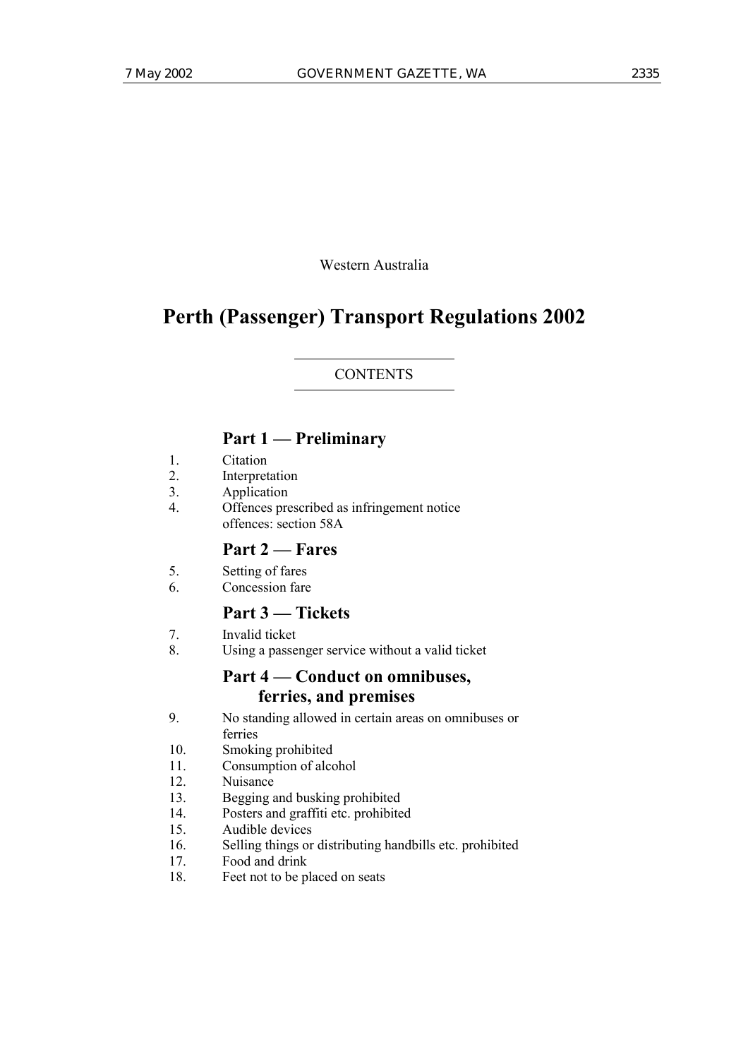Western Australia

# Perth (Passenger) Transport Regulations 2002

CONTENTS

## Part 1 — Preliminary

1. Citation
2. Interpretation
3. Application
4. Offences prescribed as infringement notice offences: section 58A

## Part 2 — Fares

5. Setting of fares
6. Concession fare

## Part 3 — Tickets

7. Invalid ticket
8. Using a passenger service without a valid ticket

## Part 4 — Conduct on omnibuses, ferries, and premises

9. No standing allowed in certain areas on omnibuses or ferries
10. Smoking prohibited
11. Consumption of alcohol
12. Nuisance
13. Begging and busking prohibited
14. Posters and graffiti etc. prohibited
15. Audible devices
16. Selling things or distributing handbills etc. prohibited
17. Food and drink
18. Feet not to be placed on seats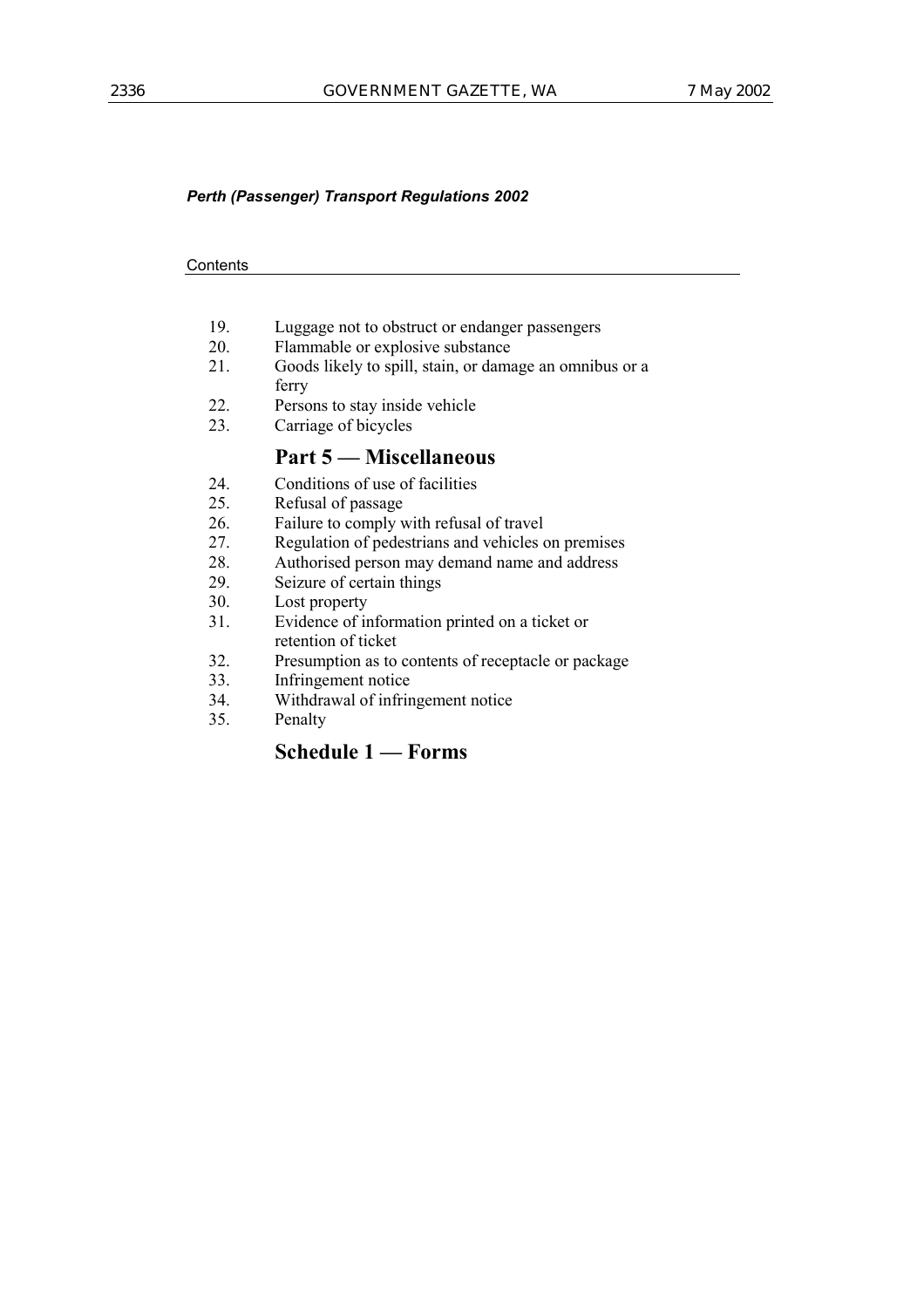*Perth (Passenger) Transport Regulations 2002*

Contents

19. Luggage not to obstruct or endanger passengers
20. Flammable or explosive substance
21. Goods likely to spill, stain, or damage an omnibus or a ferry
22. Persons to stay inside vehicle
23. Carriage of bicycles

## Part 5 — Miscellaneous

24. Conditions of use of facilities
25. Refusal of passage
26. Failure to comply with refusal of travel
27. Regulation of pedestrians and vehicles on premises
28. Authorised person may demand name and address
29. Seizure of certain things
30. Lost property
31. Evidence of information printed on a ticket or retention of ticket
32. Presumption as to contents of receptacle or package
33. Infringement notice
34. Withdrawal of infringement notice
35. Penalty

## Schedule 1 — Forms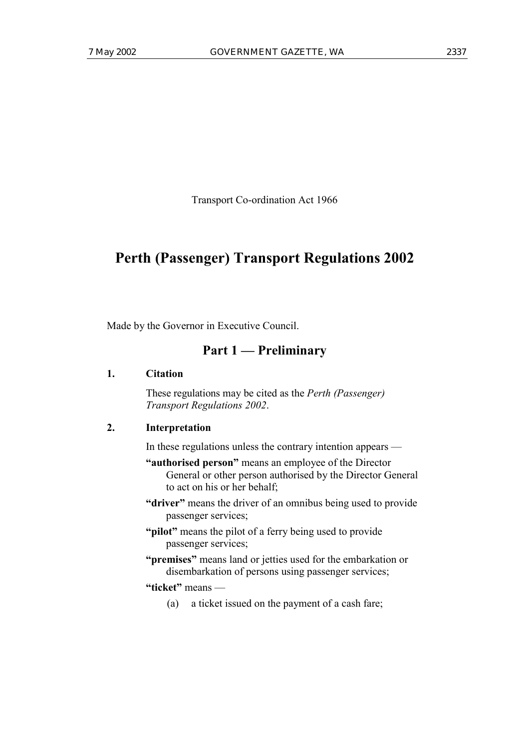Transport Co-ordination Act 1966

# Perth (Passenger) Transport Regulations 2002

Made by the Governor in Executive Council.

## Part 1 — Preliminary

### 1. Citation

These regulations may be cited as the *Perth (Passenger) Transport Regulations 2002*.

### 2. Interpretation

In these regulations unless the contrary intention appears —

**"authorised person"** means an employee of the Director General or other person authorised by the Director General to act on his or her behalf;

**"driver"** means the driver of an omnibus being used to provide passenger services;

**"pilot"** means the pilot of a ferry being used to provide passenger services;

**"premises"** means land or jetties used for the embarkation or disembarkation of persons using passenger services;

**"ticket"** means —

(a) a ticket issued on the payment of a cash fare;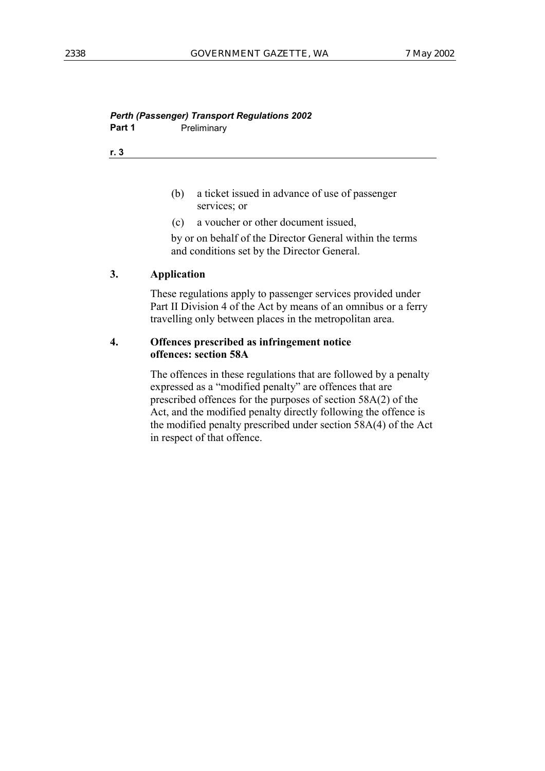(b) a ticket issued in advance of use of passenger services; or

(c) a voucher or other document issued,

by or on behalf of the Director General within the terms and conditions set by the Director General.

### 3. Application

These regulations apply to passenger services provided under Part II Division 4 of the Act by means of an omnibus or a ferry travelling only between places in the metropolitan area.

### 4. Offences prescribed as infringement notice offences: section 58A

The offences in these regulations that are followed by a penalty expressed as a "modified penalty" are offences that are prescribed offences for the purposes of section 58A(2) of the Act, and the modified penalty directly following the offence is the modified penalty prescribed under section 58A(4) of the Act in respect of that offence.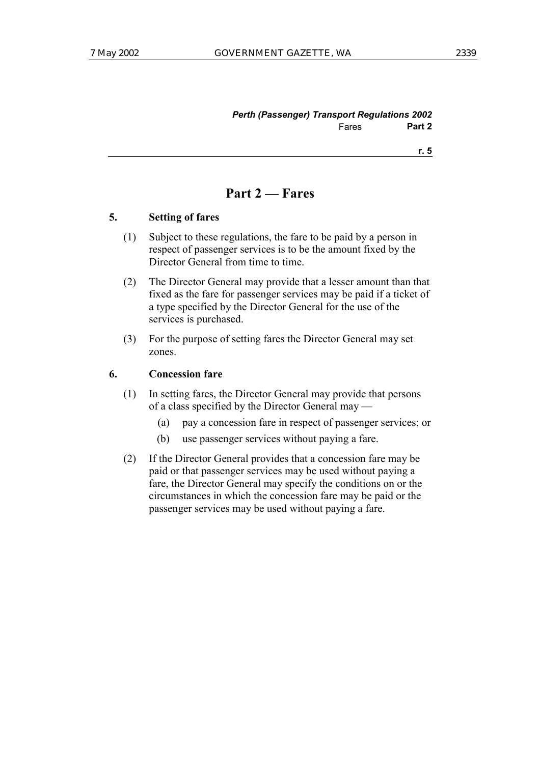# Part 2 — Fares

## 5. Setting of fares

(1) Subject to these regulations, the fare to be paid by a person in respect of passenger services is to be the amount fixed by the Director General from time to time.

(2) The Director General may provide that a lesser amount than that fixed as the fare for passenger services may be paid if a ticket of a type specified by the Director General for the use of the services is purchased.

(3) For the purpose of setting fares the Director General may set zones.

## 6. Concession fare

(1) In setting fares, the Director General may provide that persons of a class specified by the Director General may —

   (a) pay a concession fare in respect of passenger services; or

   (b) use passenger services without paying a fare.

(2) If the Director General provides that a concession fare may be paid or that passenger services may be used without paying a fare, the Director General may specify the conditions on or the circumstances in which the concession fare may be paid or the passenger services may be used without paying a fare.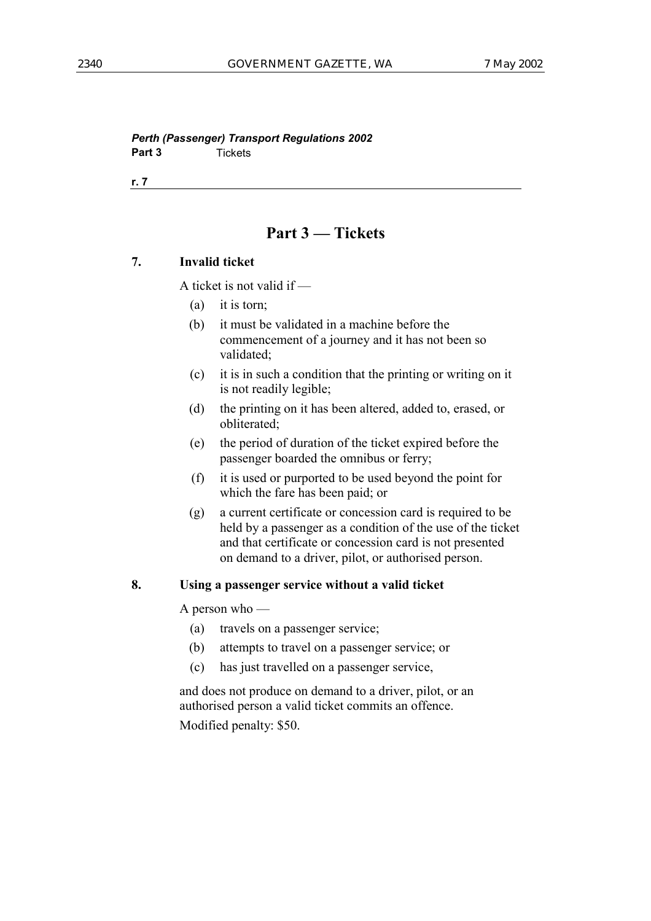# Part 3 — Tickets

## 7. Invalid ticket

A ticket is not valid if —

(a) it is torn;

(b) it must be validated in a machine before the commencement of a journey and it has not been so validated;

(c) it is in such a condition that the printing or writing on it is not readily legible;

(d) the printing on it has been altered, added to, erased, or obliterated;

(e) the period of duration of the ticket expired before the passenger boarded the omnibus or ferry;

(f) it is used or purported to be used beyond the point for which the fare has been paid; or

(g) a current certificate or concession card is required to be held by a passenger as a condition of the use of the ticket and that certificate or concession card is not presented on demand to a driver, pilot, or authorised person.

## 8. Using a passenger service without a valid ticket

A person who —

(a) travels on a passenger service;

(b) attempts to travel on a passenger service; or

(c) has just travelled on a passenger service,

and does not produce on demand to a driver, pilot, or an authorised person a valid ticket commits an offence.

Modified penalty: $50.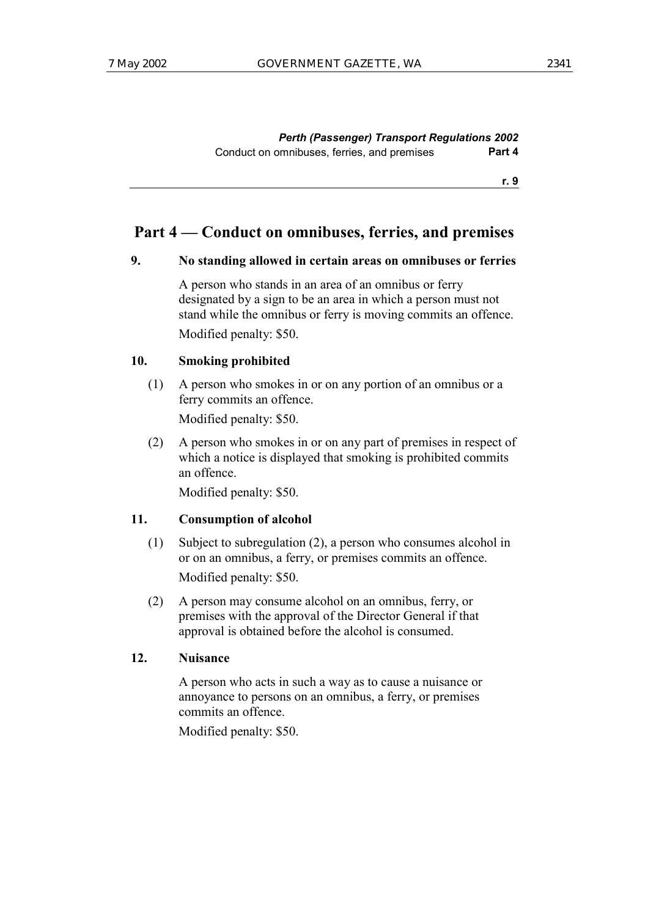## Part 4 — Conduct on omnibuses, ferries, and premises

### 9. No standing allowed in certain areas on omnibuses or ferries

A person who stands in an area of an omnibus or ferry designated by a sign to be an area in which a person must not stand while the omnibus or ferry is moving commits an offence.

Modified penalty: $50.

### 10. Smoking prohibited

(1) A person who smokes in or on any portion of an omnibus or a ferry commits an offence.

Modified penalty: $50.

(2) A person who smokes in or on any part of premises in respect of which a notice is displayed that smoking is prohibited commits an offence.

Modified penalty: $50.

### 11. Consumption of alcohol

(1) Subject to subregulation (2), a person who consumes alcohol in or on an omnibus, a ferry, or premises commits an offence.

Modified penalty: $50.

(2) A person may consume alcohol on an omnibus, ferry, or premises with the approval of the Director General if that approval is obtained before the alcohol is consumed.

### 12. Nuisance

A person who acts in such a way as to cause a nuisance or annoyance to persons on an omnibus, a ferry, or premises commits an offence.

Modified penalty: $50.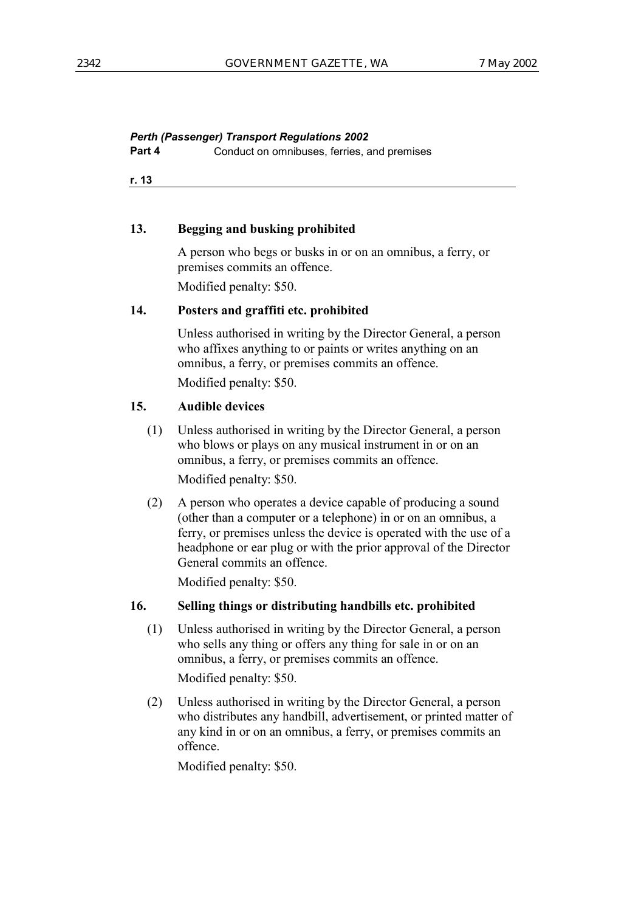### 13. Begging and busking prohibited

A person who begs or busks in or on an omnibus, a ferry, or premises commits an offence.

Modified penalty: $50.

### 14. Posters and graffiti etc. prohibited

Unless authorised in writing by the Director General, a person who affixes anything to or paints or writes anything on an omnibus, a ferry, or premises commits an offence.

Modified penalty: $50.

### 15. Audible devices

(1) Unless authorised in writing by the Director General, a person who blows or plays on any musical instrument in or on an omnibus, a ferry, or premises commits an offence.

Modified penalty: $50.

(2) A person who operates a device capable of producing a sound (other than a computer or a telephone) in or on an omnibus, a ferry, or premises unless the device is operated with the use of a headphone or ear plug or with the prior approval of the Director General commits an offence.

Modified penalty: $50.

### 16. Selling things or distributing handbills etc. prohibited

(1) Unless authorised in writing by the Director General, a person who sells any thing or offers any thing for sale in or on an omnibus, a ferry, or premises commits an offence.

Modified penalty: $50.

(2) Unless authorised in writing by the Director General, a person who distributes any handbill, advertisement, or printed matter of any kind in or on an omnibus, a ferry, or premises commits an offence.

Modified penalty: $50.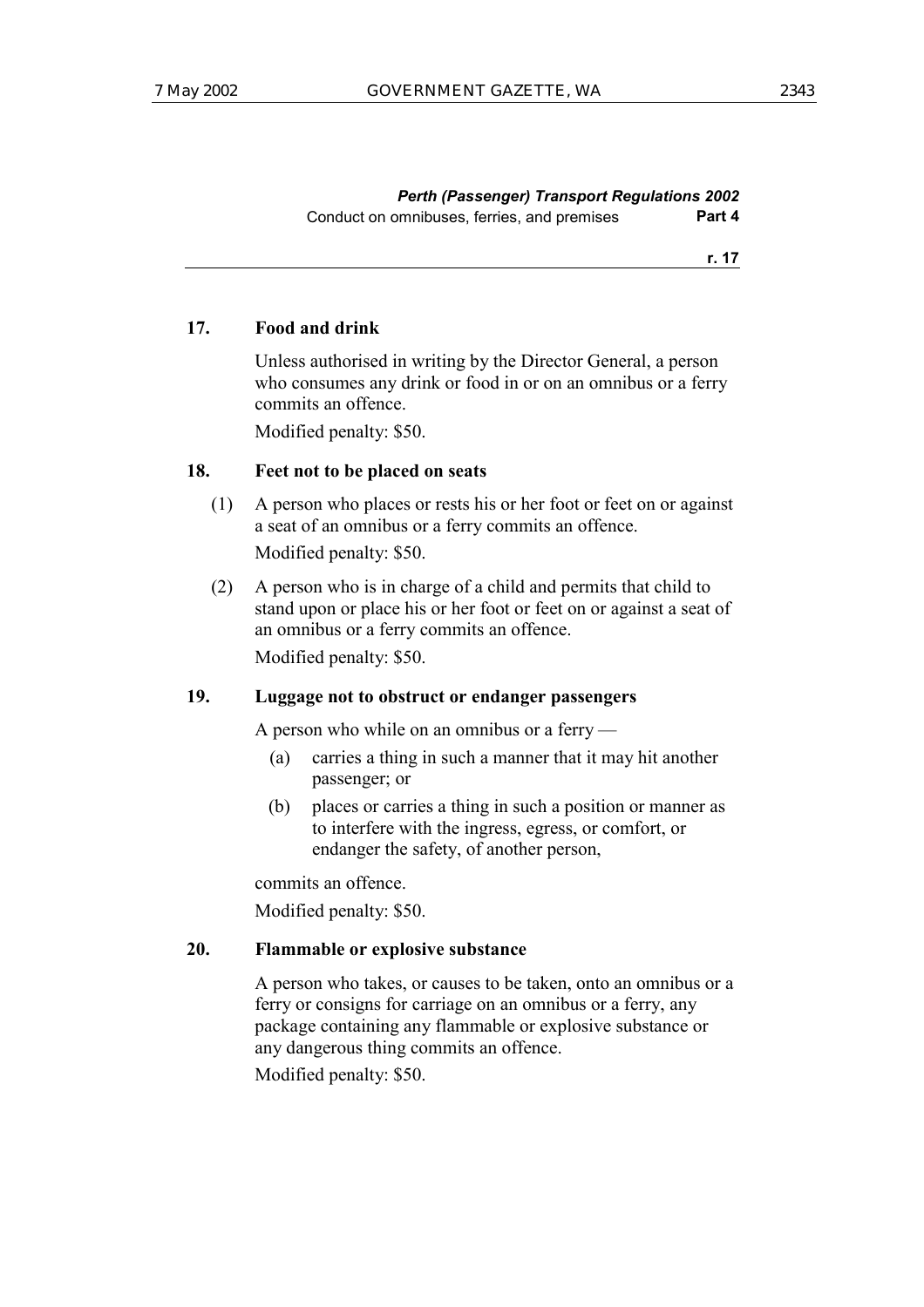## 17. Food and drink

Unless authorised in writing by the Director General, a person who consumes any drink or food in or on an omnibus or a ferry commits an offence.

Modified penalty: $50.

## 18. Feet not to be placed on seats

(1) A person who places or rests his or her foot or feet on or against a seat of an omnibus or a ferry commits an offence.

Modified penalty: $50.

(2) A person who is in charge of a child and permits that child to stand upon or place his or her foot or feet on or against a seat of an omnibus or a ferry commits an offence.

Modified penalty: $50.

## 19. Luggage not to obstruct or endanger passengers

A person who while on an omnibus or a ferry —

(a) carries a thing in such a manner that it may hit another passenger; or

(b) places or carries a thing in such a position or manner as to interfere with the ingress, egress, or comfort, or endanger the safety, of another person,

commits an offence.

Modified penalty: $50.

## 20. Flammable or explosive substance

A person who takes, or causes to be taken, onto an omnibus or a ferry or consigns for carriage on an omnibus or a ferry, any package containing any flammable or explosive substance or any dangerous thing commits an offence.

Modified penalty: $50.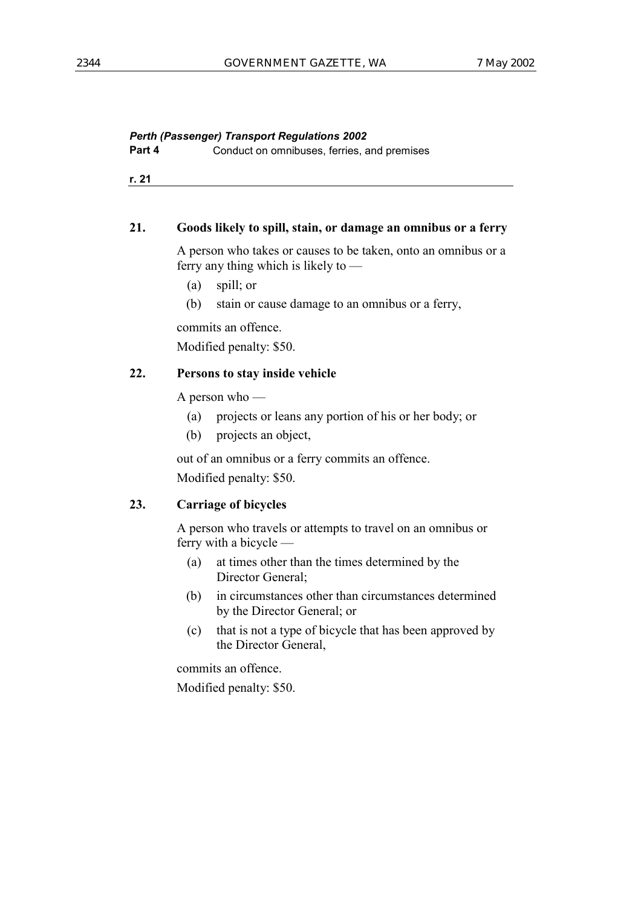**21. Goods likely to spill, stain, or damage an omnibus or a ferry**

A person who takes or causes to be taken, onto an omnibus or a ferry any thing which is likely to —

- (a) spill; or
- (b) stain or cause damage to an omnibus or a ferry,

commits an offence.

Modified penalty: $50.

**22. Persons to stay inside vehicle**

A person who —

- (a) projects or leans any portion of his or her body; or
- (b) projects an object,

out of an omnibus or a ferry commits an offence.

Modified penalty: $50.

**23. Carriage of bicycles**

A person who travels or attempts to travel on an omnibus or ferry with a bicycle —

- (a) at times other than the times determined by the Director General;
- (b) in circumstances other than circumstances determined by the Director General; or
- (c) that is not a type of bicycle that has been approved by the Director General,

commits an offence.

Modified penalty: $50.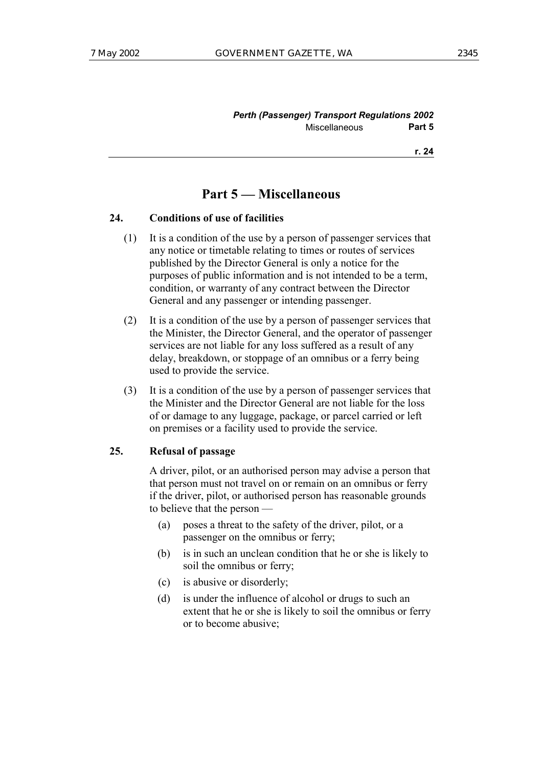# Part 5 — Miscellaneous

### 24. Conditions of use of facilities

(1) It is a condition of the use by a person of passenger services that any notice or timetable relating to times or routes of services published by the Director General is only a notice for the purposes of public information and is not intended to be a term, condition, or warranty of any contract between the Director General and any passenger or intending passenger.

(2) It is a condition of the use by a person of passenger services that the Minister, the Director General, and the operator of passenger services are not liable for any loss suffered as a result of any delay, breakdown, or stoppage of an omnibus or a ferry being used to provide the service.

(3) It is a condition of the use by a person of passenger services that the Minister and the Director General are not liable for the loss of or damage to any luggage, package, or parcel carried or left on premises or a facility used to provide the service.

### 25. Refusal of passage

A driver, pilot, or an authorised person may advise a person that that person must not travel on or remain on an omnibus or ferry if the driver, pilot, or authorised person has reasonable grounds to believe that the person —

- (a) poses a threat to the safety of the driver, pilot, or a passenger on the omnibus or ferry;
- (b) is in such an unclean condition that he or she is likely to soil the omnibus or ferry;
- (c) is abusive or disorderly;
- (d) is under the influence of alcohol or drugs to such an extent that he or she is likely to soil the omnibus or ferry or to become abusive;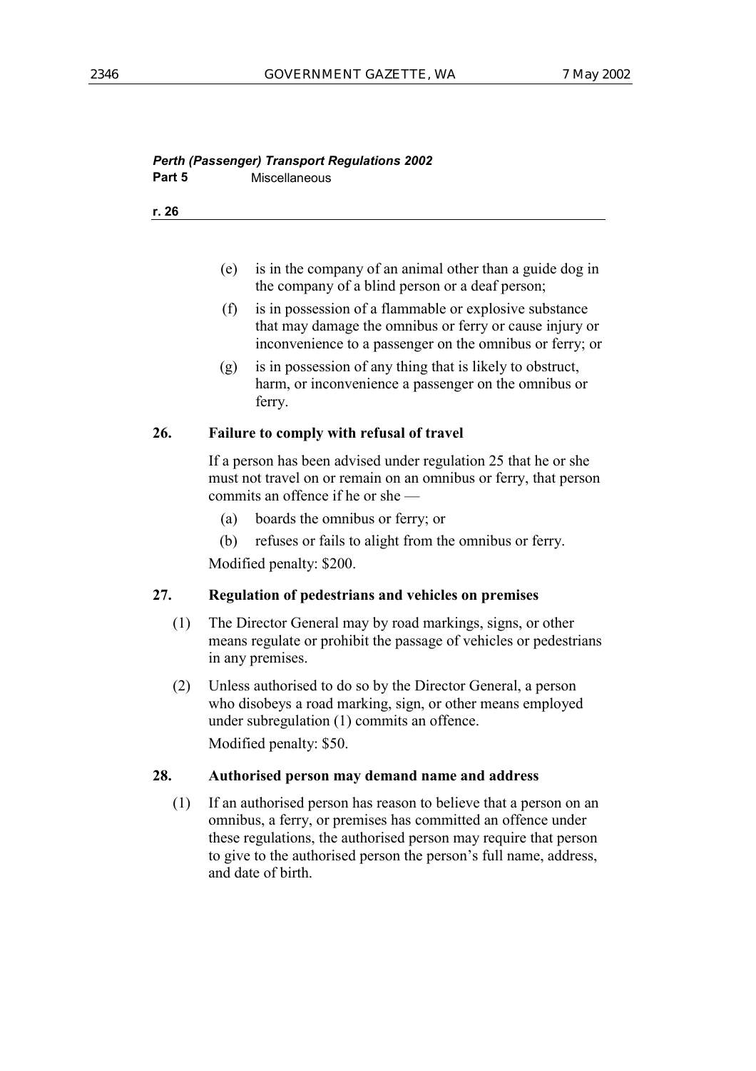(e) is in the company of an animal other than a guide dog in the company of a blind person or a deaf person;

(f) is in possession of a flammable or explosive substance that may damage the omnibus or ferry or cause injury or inconvenience to a passenger on the omnibus or ferry; or

(g) is in possession of any thing that is likely to obstruct, harm, or inconvenience a passenger on the omnibus or ferry.

**26. Failure to comply with refusal of travel**

If a person has been advised under regulation 25 that he or she must not travel on or remain on an omnibus or ferry, that person commits an offence if he or she —

(a) boards the omnibus or ferry; or

(b) refuses or fails to alight from the omnibus or ferry.

Modified penalty: $200.

**27. Regulation of pedestrians and vehicles on premises**

(1) The Director General may by road markings, signs, or other means regulate or prohibit the passage of vehicles or pedestrians in any premises.

(2) Unless authorised to do so by the Director General, a person who disobeys a road marking, sign, or other means employed under subregulation (1) commits an offence.

Modified penalty: $50.

**28. Authorised person may demand name and address**

(1) If an authorised person has reason to believe that a person on an omnibus, a ferry, or premises has committed an offence under these regulations, the authorised person may require that person to give to the authorised person the person's full name, address, and date of birth.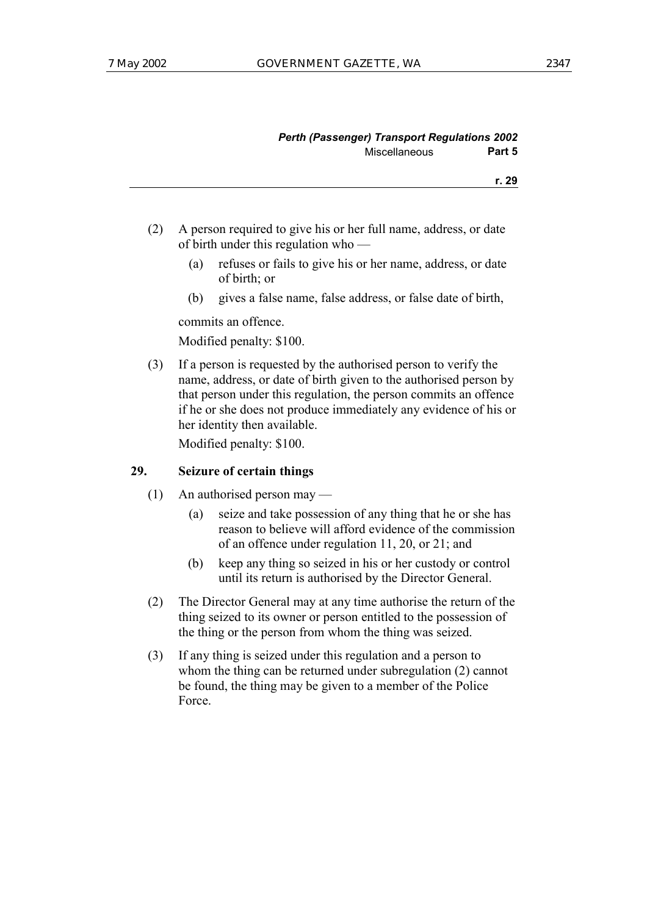(2) A person required to give his or her full name, address, or date of birth under this regulation who —

  (a) refuses or fails to give his or her name, address, or date of birth; or

  (b) gives a false name, false address, or false date of birth,

commits an offence.

Modified penalty: $100.

(3) If a person is requested by the authorised person to verify the name, address, or date of birth given to the authorised person by that person under this regulation, the person commits an offence if he or she does not produce immediately any evidence of his or her identity then available.

Modified penalty: $100.

### 29. Seizure of certain things

(1) An authorised person may —

  (a) seize and take possession of any thing that he or she has reason to believe will afford evidence of the commission of an offence under regulation 11, 20, or 21; and

  (b) keep any thing so seized in his or her custody or control until its return is authorised by the Director General.

(2) The Director General may at any time authorise the return of the thing seized to its owner or person entitled to the possession of the thing or the person from whom the thing was seized.

(3) If any thing is seized under this regulation and a person to whom the thing can be returned under subregulation (2) cannot be found, the thing may be given to a member of the Police Force.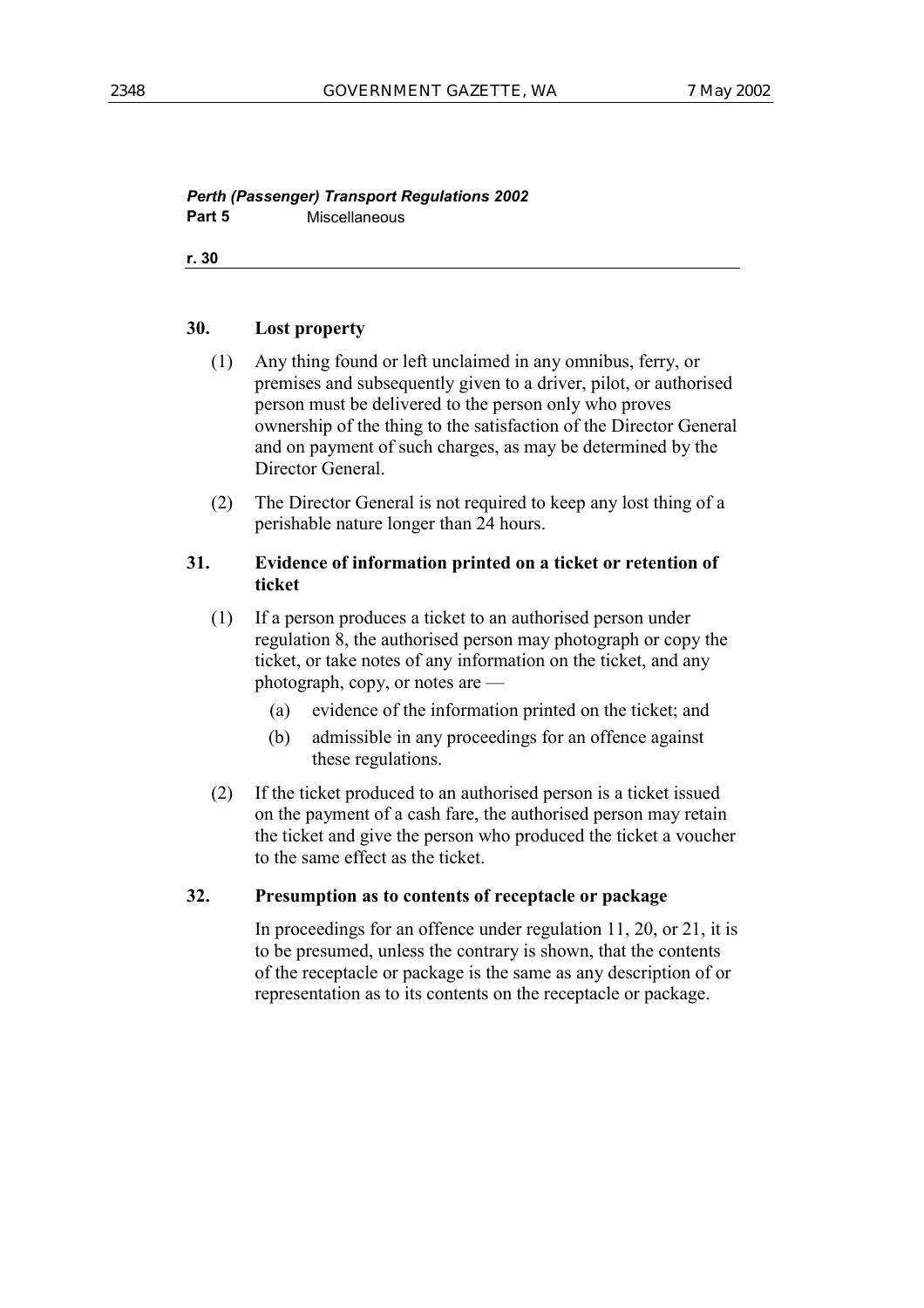### 30. Lost property

(1) Any thing found or left unclaimed in any omnibus, ferry, or premises and subsequently given to a driver, pilot, or authorised person must be delivered to the person only who proves ownership of the thing to the satisfaction of the Director General and on payment of such charges, as may be determined by the Director General.

(2) The Director General is not required to keep any lost thing of a perishable nature longer than 24 hours.

### 31. Evidence of information printed on a ticket or retention of ticket

(1) If a person produces a ticket to an authorised person under regulation 8, the authorised person may photograph or copy the ticket, or take notes of any information on the ticket, and any photograph, copy, or notes are —

- (a) evidence of the information printed on the ticket; and
- (b) admissible in any proceedings for an offence against these regulations.

(2) If the ticket produced to an authorised person is a ticket issued on the payment of a cash fare, the authorised person may retain the ticket and give the person who produced the ticket a voucher to the same effect as the ticket.

### 32. Presumption as to contents of receptacle or package

In proceedings for an offence under regulation 11, 20, or 21, it is to be presumed, unless the contrary is shown, that the contents of the receptacle or package is the same as any description of or representation as to its contents on the receptacle or package.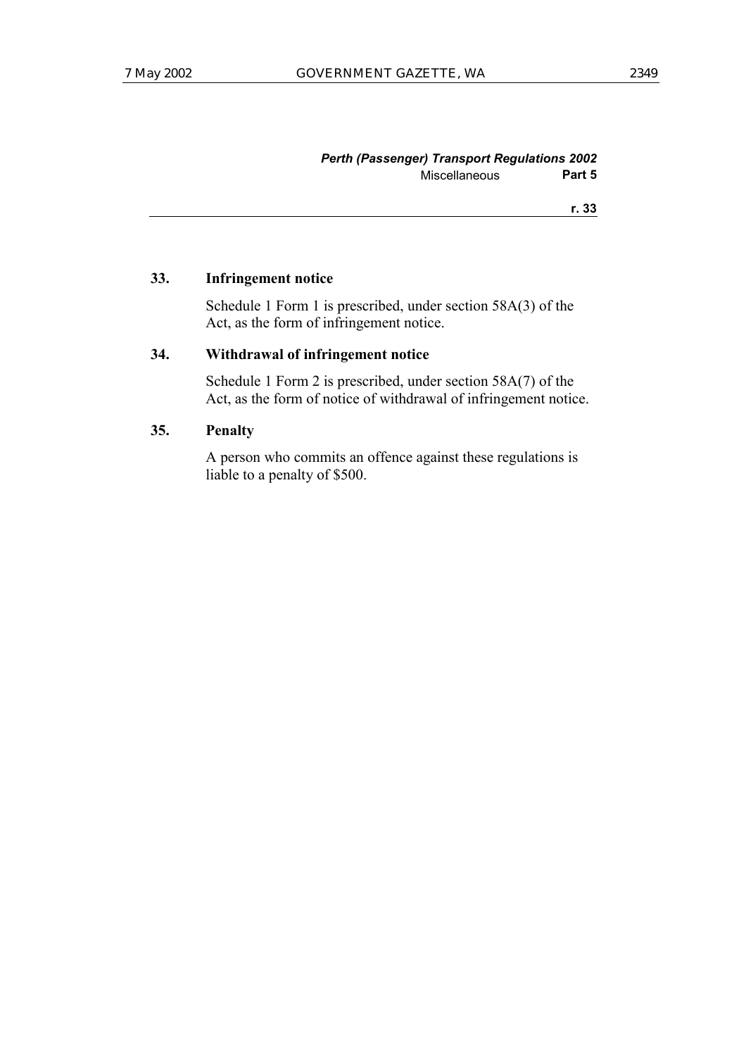**33. Infringement notice**

Schedule 1 Form 1 is prescribed, under section 58A(3) of the Act, as the form of infringement notice.

**34. Withdrawal of infringement notice**

Schedule 1 Form 2 is prescribed, under section 58A(7) of the Act, as the form of notice of withdrawal of infringement notice.

**35. Penalty**

A person who commits an offence against these regulations is liable to a penalty of $500.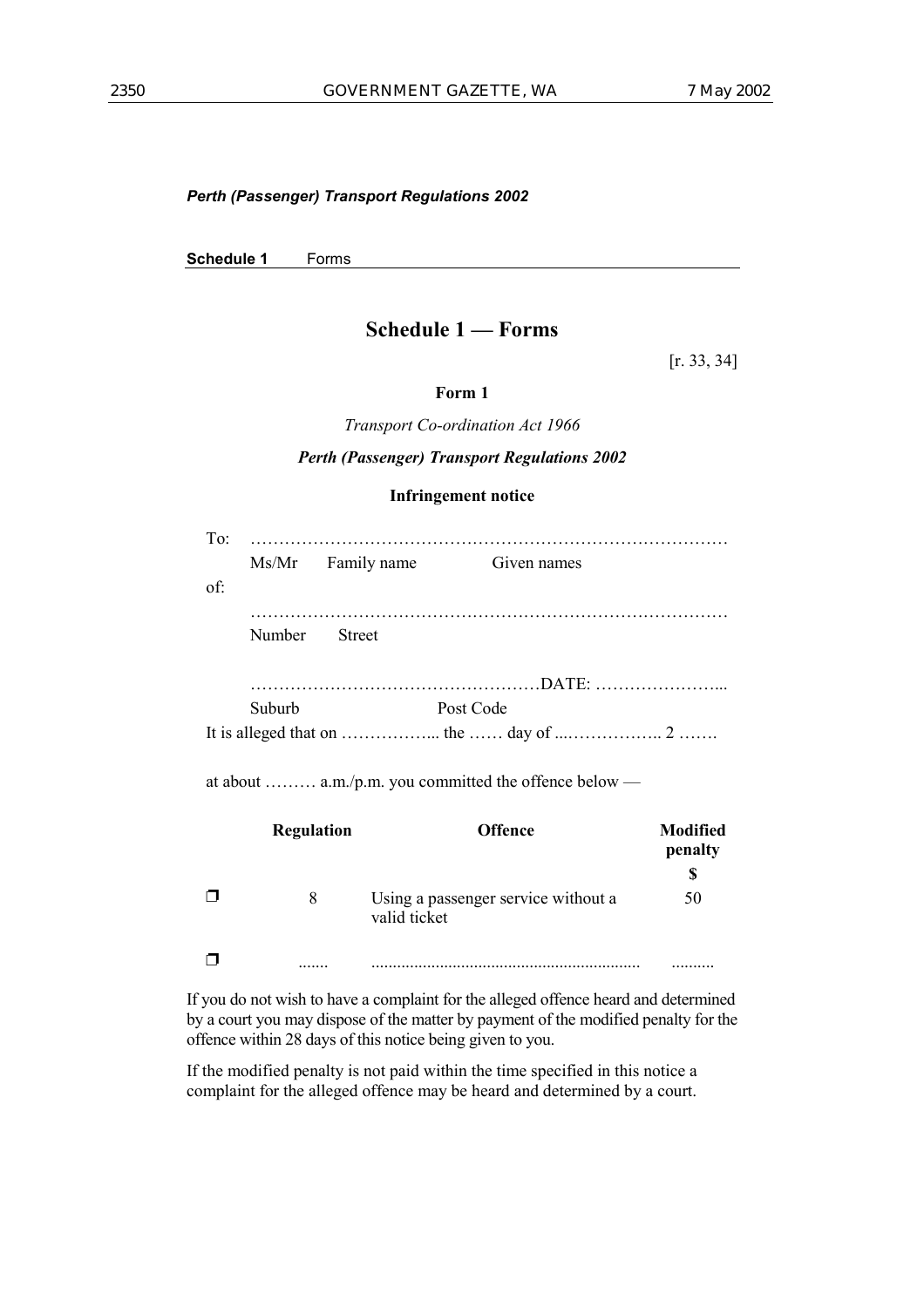*Perth (Passenger) Transport Regulations 2002*

**Schedule 1** Forms

## Schedule 1 — Forms

[r. 33, 34]

### Form 1

*Transport Co-ordination Act 1966*

***Perth (Passenger) Transport Regulations 2002***

**Infringement notice**

To: ……………………………………………………………………………

Ms/Mr Family name Given names

of:

……………………………………………………………………………

Number Street

……………………………………………DATE: …………………...

Suburb Post Code

It is alleged that on ……………... the …… day of ...…………….. 2 …….

at about ……… a.m./p.m. you committed the offence below —

| | Regulation | Offence | Modified penalty $ |
|---|---|---|---|
| ❒ | 8 | Using a passenger service without a valid ticket | 50 |
| ❒ | ....... | ............................................................. | .......... |

If you do not wish to have a complaint for the alleged offence heard and determined by a court you may dispose of the matter by payment of the modified penalty for the offence within 28 days of this notice being given to you.

If the modified penalty is not paid within the time specified in this notice a complaint for the alleged offence may be heard and determined by a court.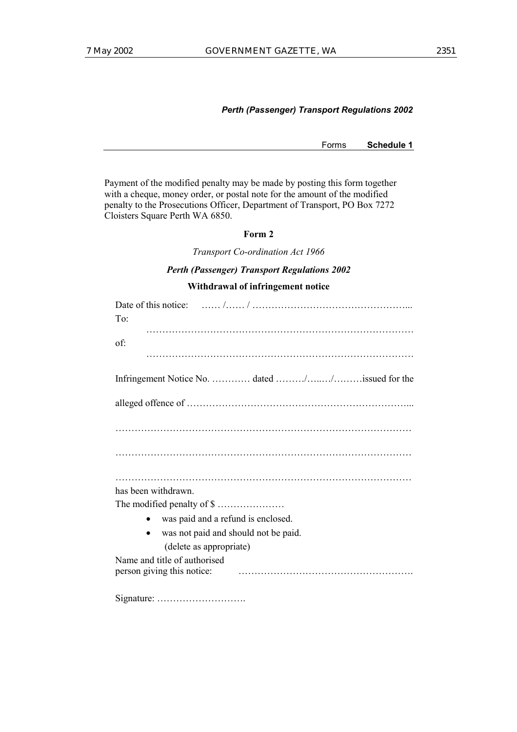Payment of the modified penalty may be made by posting this form together with a cheque, money order, or postal note for the amount of the modified penalty to the Prosecutions Officer, Department of Transport, PO Box 7272 Cloisters Square Perth WA 6850.

**Form 2**

*Transport Co-ordination Act 1966*

***Perth (Passenger) Transport Regulations 2002***

**Withdrawal of infringement notice**

Date of this notice: …… /…… / …………………………………………...

To: …………………………………………………………………………

of: …………………………………………………………………………

Infringement Notice No. ………… dated ………/…..…/………issued for the alleged offence of …………………………………………………………...

………………………………………………………………………………

………………………………………………………………………………

………………………………………………………………………………

has been withdrawn.

The modified penalty of $ …………………

- was paid and a refund is enclosed.
- was not paid and should not be paid.

(delete as appropriate)

Name and title of authorised person giving this notice: ……………………………………………….

Signature: ……………………….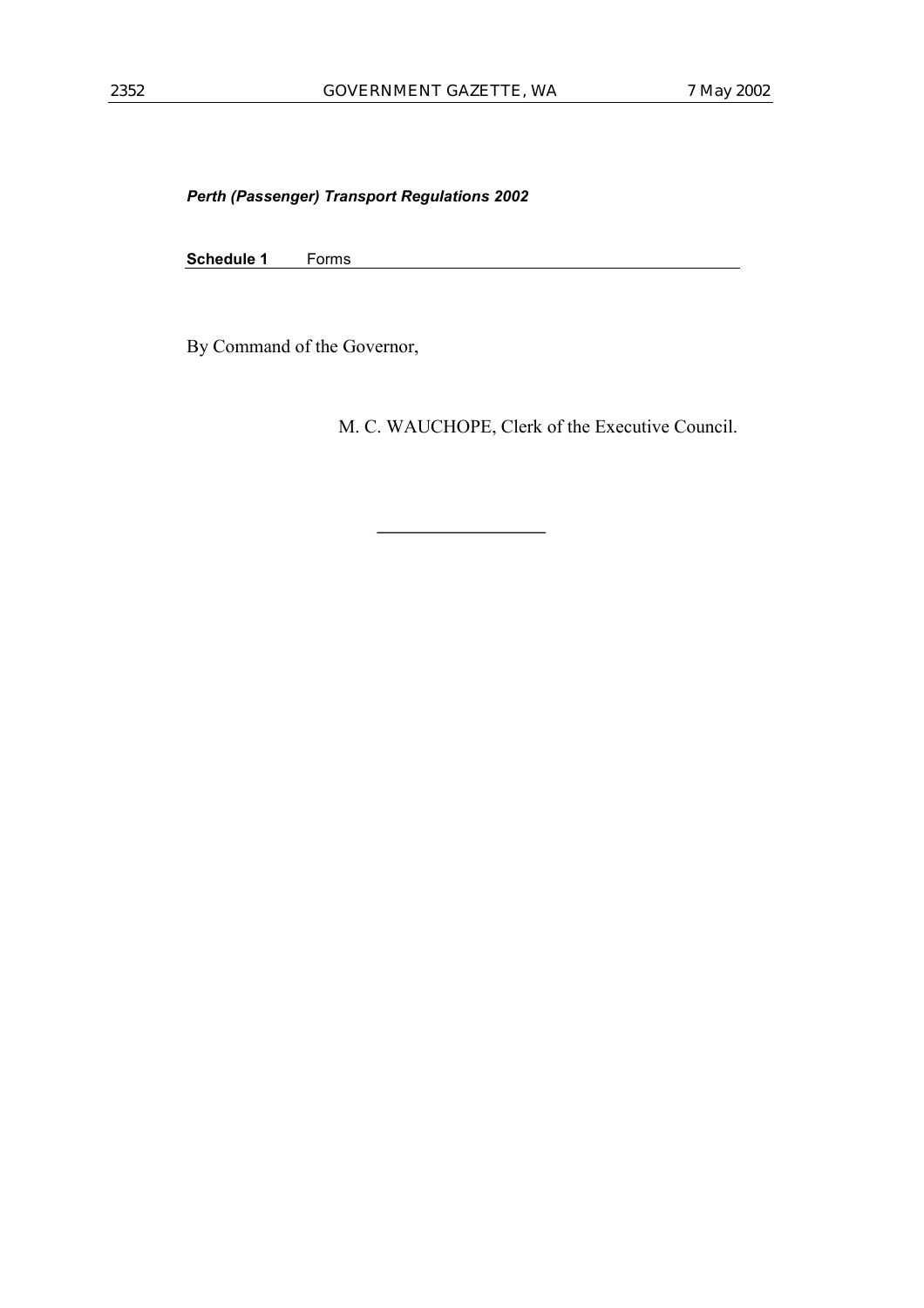By Command of the Governor,

M. C. WAUCHOPE, Clerk of the Executive Council.

---